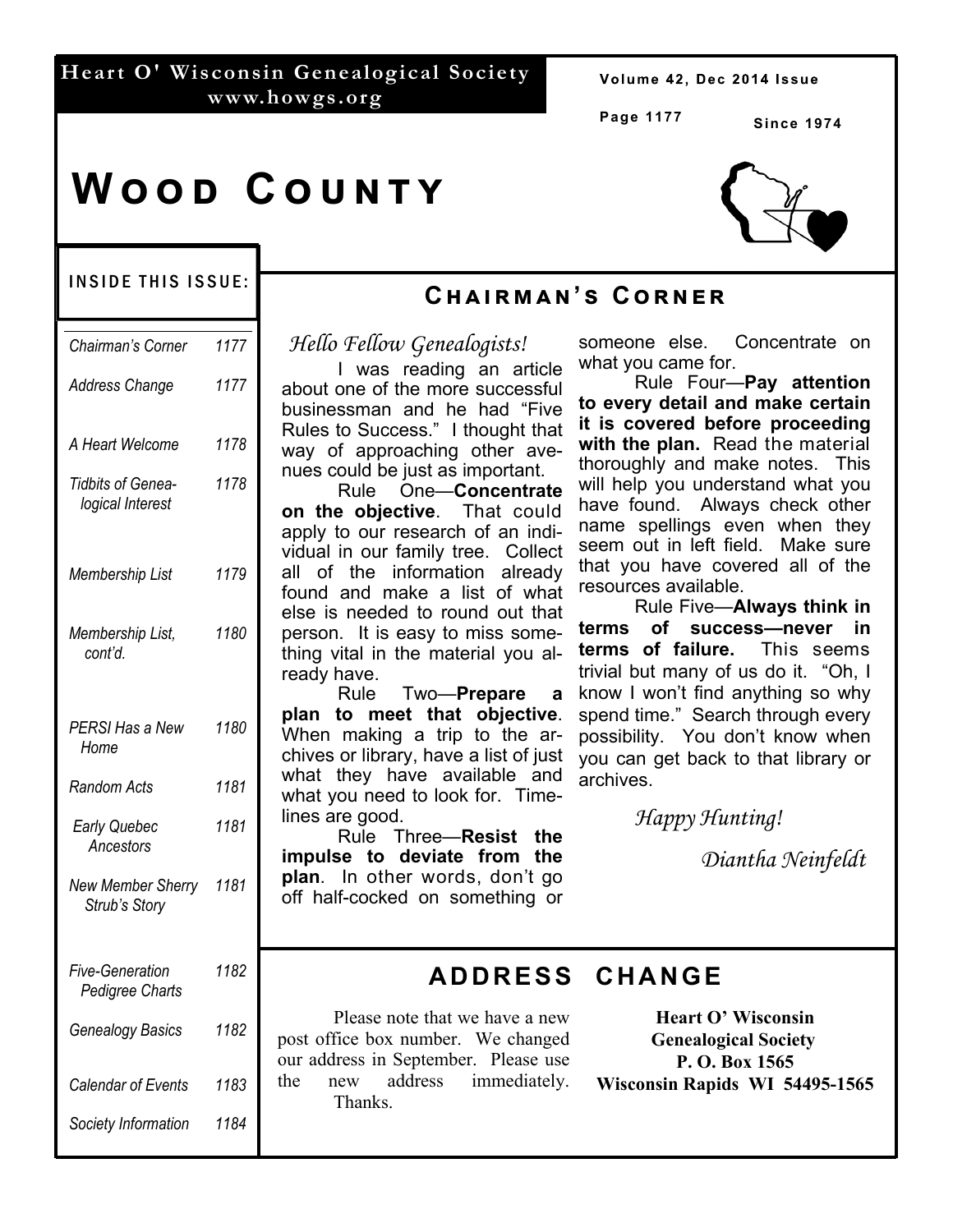**Heart O' Wisconsin Genealogical Society**
**www.howgs.org**

Since 1974

# Wood County

## Inside This Issue:

| | |
|---|---|
| *Chairman's Corner* | *1177* |
| *Address Change* | *1177* |
| *A Heart Welcome* | *1178* |
| *Tidbits of Genealogical Interest* | *1178* |
| *Membership List* | *1179* |
| *Membership List, cont'd.* | *1180* |
| *PERSI Has a New Home* | *1180* |
| *Random Acts* | *1181* |
| *Early Quebec Ancestors* | *1181* |
| *New Member Sherry Strub's Story* | *1181* |
| *Five-Generation Pedigree Charts* | *1182* |
| *Genealogy Basics* | *1182* |
| *Calendar of Events* | *1183* |
| *Society Information* | *1184* |

## Chairman's Corner

*Hello Fellow Genealogists!*

I was reading an article about one of the more successful businessman and he had "Five Rules to Success." I thought that way of approaching other avenues could be just as important.

Rule One—**Concentrate on the objective**. That could apply to our research of an individual in our family tree. Collect all of the information already found and make a list of what else is needed to round out that person. It is easy to miss something vital in the material you already have.

Rule Two—**Prepare a plan to meet that objective**. When making a trip to the archives or library, have a list of just what they have available and what you need to look for. Timelines are good.

Rule Three—**Resist the impulse to deviate from the plan**. In other words, don't go off half-cocked on something or someone else. Concentrate on what you came for.

Rule Four—**Pay attention to every detail and make certain it is covered before proceeding with the plan.** Read the material thoroughly and make notes. This will help you understand what you have found. Always check other name spellings even when they seem out in left field. Make sure that you have covered all of the resources available.

Rule Five—**Always think in terms of success—never in terms of failure.** This seems trivial but many of us do it. "Oh, I know I won't find anything so why spend time." Search through every possibility. You don't know when you can get back to that library or archives.

*Happy Hunting!*

*Diantha Neinfeldt*

## Address Change

Please note that we have a new post office box number. We changed our address in September. Please use the new address immediately. Thanks.

**Heart O' Wisconsin Genealogical Society**
**P. O. Box 1565**
**Wisconsin Rapids WI 54495-1565**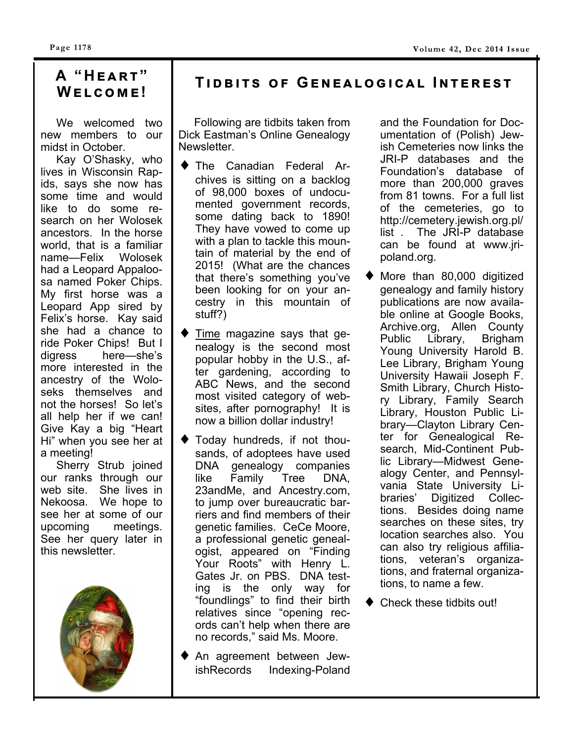## A "Heart" Welcome!

We welcomed two new members to our midst in October.

Kay O'Shasky, who lives in Wisconsin Rapids, says she now has some time and would like to do some research on her Wolosek ancestors. In the horse world, that is a familiar name—Felix Wolosek had a Leopard Appaloosa named Poker Chips. My first horse was a Leopard App sired by Felix's horse. Kay said she had a chance to ride Poker Chips! But I digress here—she's more interested in the ancestry of the Woloseks themselves and not the horses! So let's all help her if we can! Give Kay a big "Heart Hi" when you see her at a meeting!

Sherry Strub joined our ranks through our web site. She lives in Nekoosa. We hope to see her at some of our upcoming meetings. See her query later in this newsletter.

## Tidbits of Genealogical Interest

Following are tidbits taken from Dick Eastman's Online Genealogy Newsletter.

- The Canadian Federal Archives is sitting on a backlog of 98,000 boxes of undocumented government records, some dating back to 1890! They have vowed to come up with a plan to tackle this mountain of material by the end of 2015! (What are the chances that there's something you've been looking for on your ancestry in this mountain of stuff?)
- Time magazine says that genealogy is the second most popular hobby in the U.S., after gardening, according to ABC News, and the second most visited category of websites, after pornography! It is now a billion dollar industry!
- Today hundreds, if not thousands, of adoptees have used DNA genealogy companies like Family Tree DNA, 23andMe, and Ancestry.com, to jump over bureaucratic barriers and find members of their genetic families. CeCe Moore, a professional genetic genealogist, appeared on "Finding Your Roots" with Henry L. Gates Jr. on PBS. DNA testing is the only way for "foundlings" to find their birth relatives since "opening records can't help when there are no records," said Ms. Moore.
- An agreement between JewishRecords Indexing-Poland and the Foundation for Documentation of (Polish) Jewish Cemeteries now links the JRI-P databases and the Foundation's database of more than 200,000 graves from 81 towns. For a full list of the cemeteries, go to http://cemetery.jewish.org.pl/list . The JRI-P database can be found at www.jri-poland.org.
- More than 80,000 digitized genealogy and family history publications are now available online at Google Books, Archive.org, Allen County Public Library, Brigham Young University Harold B. Lee Library, Brigham Young University Hawaii Joseph F. Smith Library, Church History Library, Family Search Library, Houston Public Library—Clayton Library Center for Genealogical Research, Mid-Continent Public Library—Midwest Genealogy Center, and Pennsylvania State University Libraries' Digitized Collections. Besides doing name searches on these sites, try location searches also. You can also try religious affiliations, veteran's organizations, and fraternal organizations, to name a few.
- Check these tidbits out!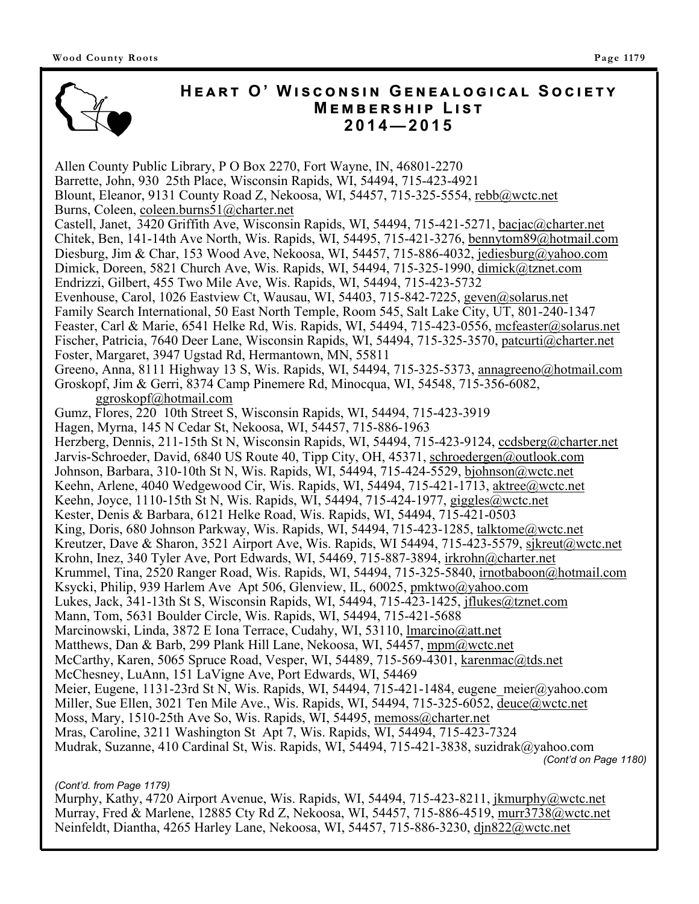# Heart O' Wisconsin Genealogical Society Membership List 2014—2015

Allen County Public Library, P O Box 2270, Fort Wayne, IN, 46801-2270
Barrette, John, 930 25th Place, Wisconsin Rapids, WI, 54494, 715-423-4921
Blount, Eleanor, 9131 County Road Z, Nekoosa, WI, 54457, 715-325-5554, rebb@wctc.net
Burns, Coleen, coleen.burns51@charter.net
Castell, Janet, 3420 Griffith Ave, Wisconsin Rapids, WI, 54494, 715-421-5271, bacjac@charter.net
Chitek, Ben, 141-14th Ave North, Wis. Rapids, WI, 54495, 715-421-3276, bennytom89@hotmail.com
Diesburg, Jim & Char, 153 Wood Ave, Nekoosa, WI, 54457, 715-886-4032, jediesburg@yahoo.com
Dimick, Doreen, 5821 Church Ave, Wis. Rapids, WI, 54494, 715-325-1990, dimick@tznet.com
Endrizzi, Gilbert, 455 Two Mile Ave, Wis. Rapids, WI, 54494, 715-423-5732
Evenhouse, Carol, 1026 Eastview Ct, Wausau, WI, 54403, 715-842-7225, geven@solarus.net
Family Search International, 50 East North Temple, Room 545, Salt Lake City, UT, 801-240-1347
Feaster, Carl & Marie, 6541 Helke Rd, Wis. Rapids, WI, 54494, 715-423-0556, mcfeaster@solarus.net
Fischer, Patricia, 7640 Deer Lane, Wisconsin Rapids, WI, 54494, 715-325-3570, patcurti@charter.net
Foster, Margaret, 3947 Ugstad Rd, Hermantown, MN, 55811
Greeno, Anna, 8111 Highway 13 S, Wis. Rapids, WI, 54494, 715-325-5373, annagreeno@hotmail.com
Groskopf, Jim & Gerri, 8374 Camp Pinemere Rd, Minocqua, WI, 54548, 715-356-6082, ggroskopf@hotmail.com
Gumz, Flores, 220 10th Street S, Wisconsin Rapids, WI, 54494, 715-423-3919
Hagen, Myrna, 145 N Cedar St, Nekoosa, WI, 54457, 715-886-1963
Herzberg, Dennis, 211-15th St N, Wisconsin Rapids, WI, 54494, 715-423-9124, ccdsberg@charter.net
Jarvis-Schroeder, David, 6840 US Route 40, Tipp City, OH, 45371, schroedergen@outlook.com
Johnson, Barbara, 310-10th St N, Wis. Rapids, WI, 54494, 715-424-5529, bjohnson@wctc.net
Keehn, Arlene, 4040 Wedgewood Cir, Wis. Rapids, WI, 54494, 715-421-1713, aktree@wctc.net
Keehn, Joyce, 1110-15th St N, Wis. Rapids, WI, 54494, 715-424-1977, giggles@wctc.net
Kester, Denis & Barbara, 6121 Helke Road, Wis. Rapids, WI, 54494, 715-421-0503
King, Doris, 680 Johnson Parkway, Wis. Rapids, WI, 54494, 715-423-1285, talktome@wctc.net
Kreutzer, Dave & Sharon, 3521 Airport Ave, Wis. Rapids, WI 54494, 715-423-5579, sjkreut@wctc.net
Krohn, Inez, 340 Tyler Ave, Port Edwards, WI, 54469, 715-887-3894, irkrohn@charter.net
Krummel, Tina, 2520 Ranger Road, Wis. Rapids, WI, 54494, 715-325-5840, irnotbaboon@hotmail.com
Ksycki, Philip, 939 Harlem Ave Apt 506, Glenview, IL, 60025, pmktwo@yahoo.com
Lukes, Jack, 341-13th St S, Wisconsin Rapids, WI, 54494, 715-423-1425, jflukes@tznet.com
Mann, Tom, 5631 Boulder Circle, Wis. Rapids, WI, 54494, 715-421-5688
Marcinowski, Linda, 3872 E Iona Terrace, Cudahy, WI, 53110, lmarcino@att.net
Matthews, Dan & Barb, 299 Plank Hill Lane, Nekoosa, WI, 54457, mpm@wctc.net
McCarthy, Karen, 5065 Spruce Road, Vesper, WI, 54489, 715-569-4301, karenmac@tds.net
McChesney, LuAnn, 151 LaVigne Ave, Port Edwards, WI, 54469
Meier, Eugene, 1131-23rd St N, Wis. Rapids, WI, 54494, 715-421-1484, eugene_meier@yahoo.com
Miller, Sue Ellen, 3021 Ten Mile Ave., Wis. Rapids, WI, 54494, 715-325-6052, deuce@wctc.net
Moss, Mary, 1510-25th Ave So, Wis. Rapids, WI, 54495, memoss@charter.net
Mras, Caroline, 3211 Washington St Apt 7, Wis. Rapids, WI, 54494, 715-423-7324
Mudrak, Suzanne, 410 Cardinal St, Wis. Rapids, WI, 54494, 715-421-3838, suzidrak@yahoo.com

*(Cont'd on Page 1180)*

*(Cont'd. from Page 1179)*

Murphy, Kathy, 4720 Airport Avenue, Wis. Rapids, WI, 54494, 715-423-8211, jkmurphy@wctc.net
Murray, Fred & Marlene, 12885 Cty Rd Z, Nekoosa, WI, 54457, 715-886-4519, murr3738@wctc.net
Neinfeldt, Diantha, 4265 Harley Lane, Nekoosa, WI, 54457, 715-886-3230, djn822@wctc.net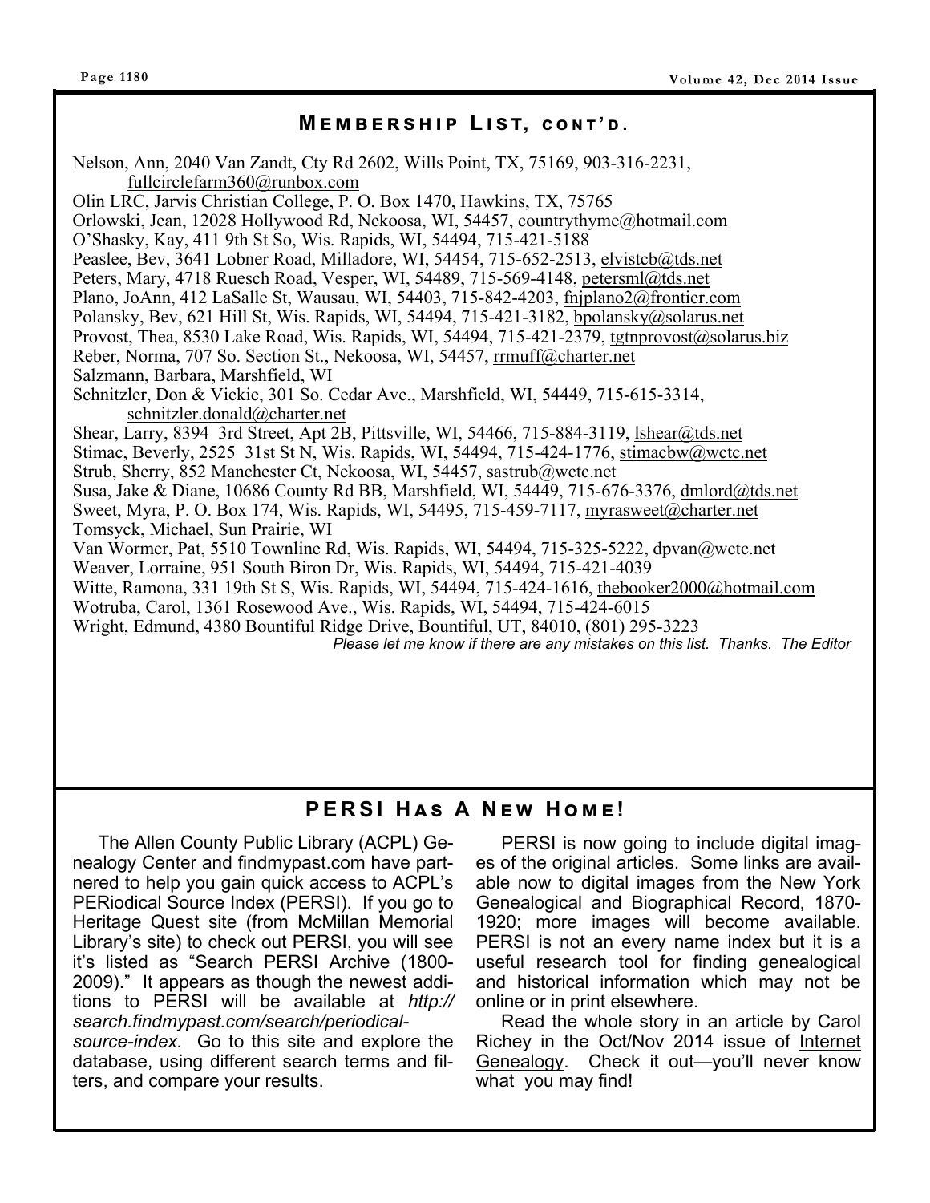## Membership List, cont'd.

Nelson, Ann, 2040 Van Zandt, Cty Rd 2602, Wills Point, TX, 75169, 903-316-2231, fullcirclefarm360@runbox.com
Olin LRC, Jarvis Christian College, P. O. Box 1470, Hawkins, TX, 75765
Orlowski, Jean, 12028 Hollywood Rd, Nekoosa, WI, 54457, countrythyme@hotmail.com
O'Shasky, Kay, 411 9th St So, Wis. Rapids, WI, 54494, 715-421-5188
Peaslee, Bev, 3641 Lobner Road, Milladore, WI, 54454, 715-652-2513, elvistcb@tds.net
Peters, Mary, 4718 Ruesch Road, Vesper, WI, 54489, 715-569-4148, petersml@tds.net
Plano, JoAnn, 412 LaSalle St, Wausau, WI, 54403, 715-842-4203, fnjplano2@frontier.com
Polansky, Bev, 621 Hill St, Wis. Rapids, WI, 54494, 715-421-3182, bpolansky@solarus.net
Provost, Thea, 8530 Lake Road, Wis. Rapids, WI, 54494, 715-421-2379, tgtnprovost@solarus.biz
Reber, Norma, 707 So. Section St., Nekoosa, WI, 54457, rrmuff@charter.net
Salzmann, Barbara, Marshfield, WI
Schnitzler, Don & Vickie, 301 So. Cedar Ave., Marshfield, WI, 54449, 715-615-3314, schnitzler.donald@charter.net
Shear, Larry, 8394 3rd Street, Apt 2B, Pittsville, WI, 54466, 715-884-3119, lshear@tds.net
Stimac, Beverly, 2525 31st St N, Wis. Rapids, WI, 54494, 715-424-1776, stimacbw@wctc.net
Strub, Sherry, 852 Manchester Ct, Nekoosa, WI, 54457, sastrub@wctc.net
Susa, Jake & Diane, 10686 County Rd BB, Marshfield, WI, 54449, 715-676-3376, dmlord@tds.net
Sweet, Myra, P. O. Box 174, Wis. Rapids, WI, 54495, 715-459-7117, myrasweet@charter.net
Tomsyck, Michael, Sun Prairie, WI
Van Wormer, Pat, 5510 Townline Rd, Wis. Rapids, WI, 54494, 715-325-5222, dpvan@wctc.net
Weaver, Lorraine, 951 South Biron Dr, Wis. Rapids, WI, 54494, 715-421-4039
Witte, Ramona, 331 19th St S, Wis. Rapids, WI, 54494, 715-424-1616, thebooker2000@hotmail.com
Wotruba, Carol, 1361 Rosewood Ave., Wis. Rapids, WI, 54494, 715-424-6015
Wright, Edmund, 4380 Bountiful Ridge Drive, Bountiful, UT, 84010, (801) 295-3223

*Please let me know if there are any mistakes on this list. Thanks. The Editor*

## PERSI Has A New Home!

The Allen County Public Library (ACPL) Genealogy Center and findmypast.com have partnered to help you gain quick access to ACPL's PERiodical Source Index (PERSI). If you go to Heritage Quest site (from McMillan Memorial Library's site) to check out PERSI, you will see it's listed as "Search PERSI Archive (1800-2009)." It appears as though the newest additions to PERSI will be available at *http://search.findmypast.com/search/periodical-source-index*. Go to this site and explore the database, using different search terms and filters, and compare your results.

PERSI is now going to include digital images of the original articles. Some links are available now to digital images from the New York Genealogical and Biographical Record, 1870-1920; more images will become available. PERSI is not an every name index but it is a useful research tool for finding genealogical and historical information which may not be online or in print elsewhere.

Read the whole story in an article by Carol Richey in the Oct/Nov 2014 issue of Internet Genealogy. Check it out—you'll never know what you may find!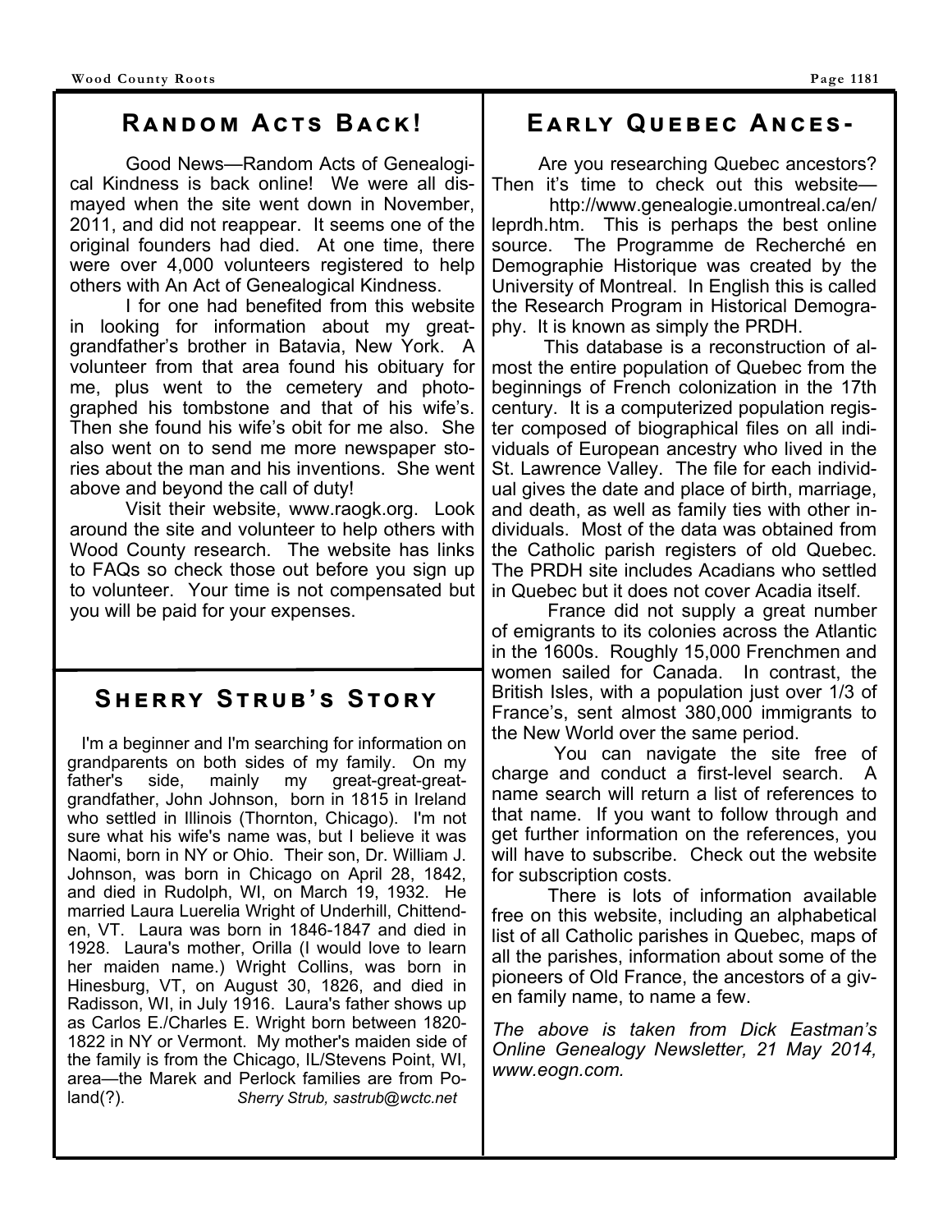## Random Acts Back!

Good News—Random Acts of Genealogical Kindness is back online! We were all dismayed when the site went down in November, 2011, and did not reappear. It seems one of the original founders had died. At one time, there were over 4,000 volunteers registered to help others with An Act of Genealogical Kindness.

I for one had benefited from this website in looking for information about my great-grandfather's brother in Batavia, New York. A volunteer from that area found his obituary for me, plus went to the cemetery and photographed his tombstone and that of his wife's. Then she found his wife's obit for me also. She also went on to send me more newspaper stories about the man and his inventions. She went above and beyond the call of duty!

Visit their website, www.raogk.org. Look around the site and volunteer to help others with Wood County research. The website has links to FAQs so check those out before you sign up to volunteer. Your time is not compensated but you will be paid for your expenses.

## Sherry Strub's Story

I'm a beginner and I'm searching for information on grandparents on both sides of my family. On my father's side, mainly my great-great-great-grandfather, John Johnson, born in 1815 in Ireland who settled in Illinois (Thornton, Chicago). I'm not sure what his wife's name was, but I believe it was Naomi, born in NY or Ohio. Their son, Dr. William J. Johnson, was born in Chicago on April 28, 1842, and died in Rudolph, WI, on March 19, 1932. He married Laura Luerelia Wright of Underhill, Chittenden, VT. Laura was born in 1846-1847 and died in 1928. Laura's mother, Orilla (I would love to learn her maiden name.) Wright Collins, was born in Hinesburg, VT, on August 30, 1826, and died in Radisson, WI, in July 1916. Laura's father shows up as Carlos E./Charles E. Wright born between 1820-1822 in NY or Vermont. My mother's maiden side of the family is from the Chicago, IL/Stevens Point, WI, area—the Marek and Perlock families are from Poland(?). *Sherry Strub, sastrub@wctc.net*

## Early Quebec Ances-

Are you researching Quebec ancestors? Then it's time to check out this website— http://www.genealogie.umontreal.ca/en/leprdh.htm. This is perhaps the best online source. The Programme de Recherché en Demographie Historique was created by the University of Montreal. In English this is called the Research Program in Historical Demography. It is known as simply the PRDH.

This database is a reconstruction of almost the entire population of Quebec from the beginnings of French colonization in the 17th century. It is a computerized population register composed of biographical files on all individuals of European ancestry who lived in the St. Lawrence Valley. The file for each individual gives the date and place of birth, marriage, and death, as well as family ties with other individuals. Most of the data was obtained from the Catholic parish registers of old Quebec. The PRDH site includes Acadians who settled in Quebec but it does not cover Acadia itself.

France did not supply a great number of emigrants to its colonies across the Atlantic in the 1600s. Roughly 15,000 Frenchmen and women sailed for Canada. In contrast, the British Isles, with a population just over 1/3 of France's, sent almost 380,000 immigrants to the New World over the same period.

You can navigate the site free of charge and conduct a first-level search. A name search will return a list of references to that name. If you want to follow through and get further information on the references, you will have to subscribe. Check out the website for subscription costs.

There is lots of information available free on this website, including an alphabetical list of all Catholic parishes in Quebec, maps of all the parishes, information about some of the pioneers of Old France, the ancestors of a given family name, to name a few.

*The above is taken from Dick Eastman's Online Genealogy Newsletter, 21 May 2014, www.eogn.com.*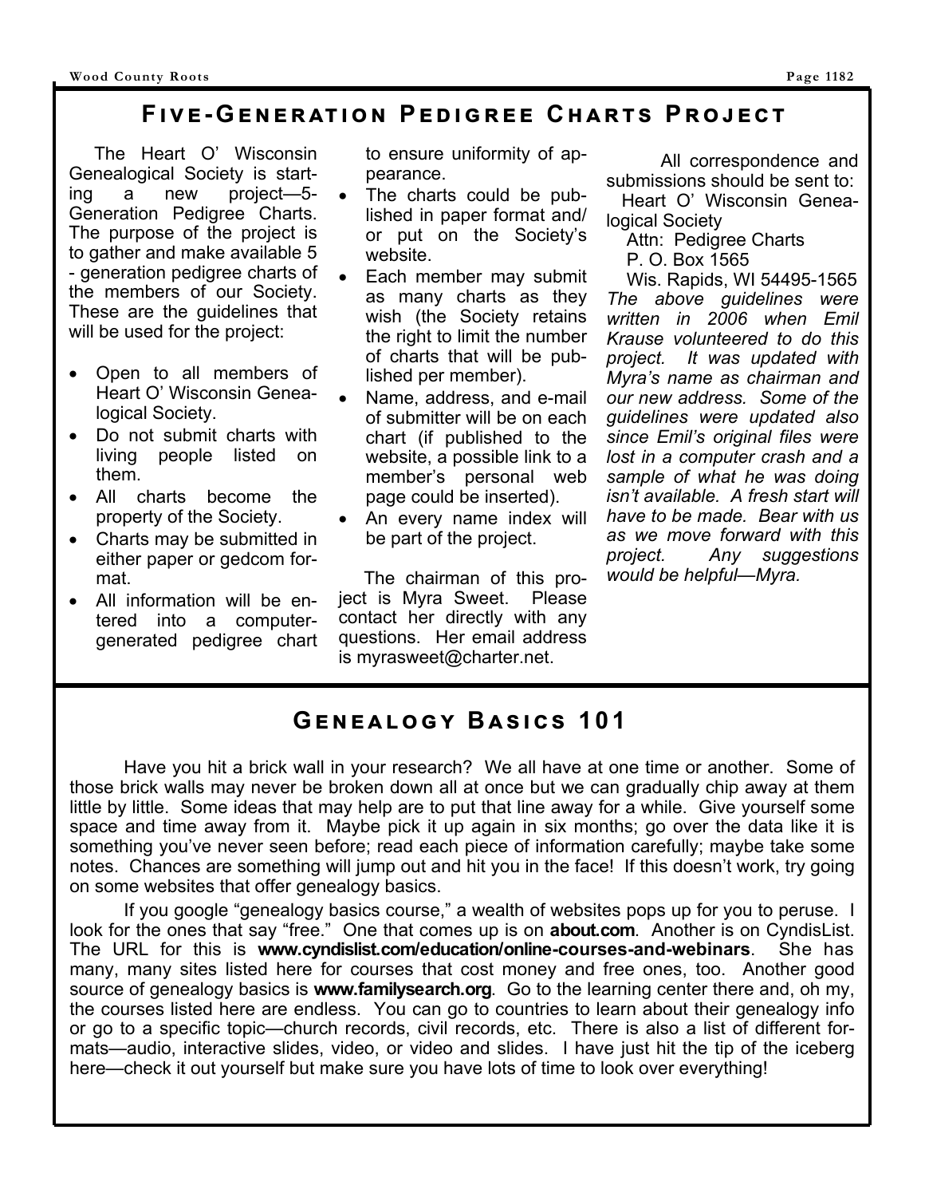## Five-Generation Pedigree Charts Project

The Heart O' Wisconsin Genealogical Society is starting a new project—5-Generation Pedigree Charts. The purpose of the project is to gather and make available 5 - generation pedigree charts of the members of our Society. These are the guidelines that will be used for the project:

- Open to all members of Heart O' Wisconsin Genealogical Society.
- Do not submit charts with living people listed on them.
- All charts become the property of the Society.
- Charts may be submitted in either paper or gedcom format.
- All information will be entered into a computer-generated pedigree chart to ensure uniformity of appearance.
- The charts could be published in paper format and/or put on the Society's website.
- Each member may submit as many charts as they wish (the Society retains the right to limit the number of charts that will be published per member).
- Name, address, and e-mail of submitter will be on each chart (if published to the website, a possible link to a member's personal web page could be inserted).
- An every name index will be part of the project.

The chairman of this project is Myra Sweet. Please contact her directly with any questions. Her email address is myrasweet@charter.net.

All correspondence and submissions should be sent to:

Heart O' Wisconsin Genealogical Society  
Attn: Pedigree Charts  
P. O. Box 1565  
Wis. Rapids, WI 54495-1565

*The above guidelines were written in 2006 when Emil Krause volunteered to do this project. It was updated with Myra's name as chairman and our new address. Some of the guidelines were updated also since Emil's original files were lost in a computer crash and a sample of what he was doing isn't available. A fresh start will have to be made. Bear with us as we move forward with this project. Any suggestions would be helpful—Myra.*

## Genealogy Basics 101

Have you hit a brick wall in your research? We all have at one time or another. Some of those brick walls may never be broken down all at once but we can gradually chip away at them little by little. Some ideas that may help are to put that line away for a while. Give yourself some space and time away from it. Maybe pick it up again in six months; go over the data like it is something you've never seen before; read each piece of information carefully; maybe take some notes. Chances are something will jump out and hit you in the face! If this doesn't work, try going on some websites that offer genealogy basics.

If you google "genealogy basics course," a wealth of websites pops up for you to peruse. I look for the ones that say "free." One that comes up is on **about.com**. Another is on CyndisList. The URL for this is **www.cyndislist.com/education/online-courses-and-webinars**. She has many, many sites listed here for courses that cost money and free ones, too. Another good source of genealogy basics is **www.familysearch.org**. Go to the learning center there and, oh my, the courses listed here are endless. You can go to countries to learn about their genealogy info or go to a specific topic—church records, civil records, etc. There is also a list of different formats—audio, interactive slides, video, or video and slides. I have just hit the tip of the iceberg here—check it out yourself but make sure you have lots of time to look over everything!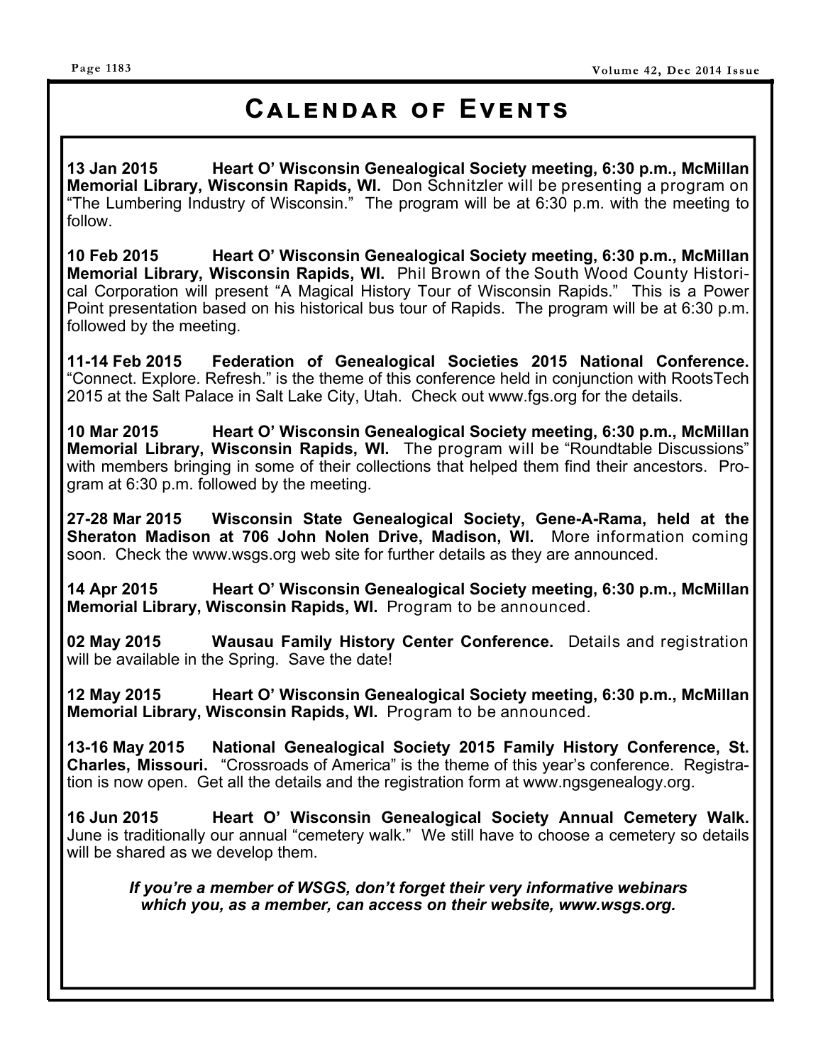# Calendar of Events

**13 Jan 2015 Heart O' Wisconsin Genealogical Society meeting, 6:30 p.m., McMillan Memorial Library, Wisconsin Rapids, WI.** Don Schnitzler will be presenting a program on "The Lumbering Industry of Wisconsin." The program will be at 6:30 p.m. with the meeting to follow.

**10 Feb 2015 Heart O' Wisconsin Genealogical Society meeting, 6:30 p.m., McMillan Memorial Library, Wisconsin Rapids, WI.** Phil Brown of the South Wood County Historical Corporation will present "A Magical History Tour of Wisconsin Rapids." This is a Power Point presentation based on his historical bus tour of Rapids. The program will be at 6:30 p.m. followed by the meeting.

**11-14 Feb 2015 Federation of Genealogical Societies 2015 National Conference.** "Connect. Explore. Refresh." is the theme of this conference held in conjunction with RootsTech 2015 at the Salt Palace in Salt Lake City, Utah. Check out www.fgs.org for the details.

**10 Mar 2015 Heart O' Wisconsin Genealogical Society meeting, 6:30 p.m., McMillan Memorial Library, Wisconsin Rapids, WI.** The program will be "Roundtable Discussions" with members bringing in some of their collections that helped them find their ancestors. Program at 6:30 p.m. followed by the meeting.

**27-28 Mar 2015 Wisconsin State Genealogical Society, Gene-A-Rama, held at the Sheraton Madison at 706 John Nolen Drive, Madison, WI.** More information coming soon. Check the www.wsgs.org web site for further details as they are announced.

**14 Apr 2015 Heart O' Wisconsin Genealogical Society meeting, 6:30 p.m., McMillan Memorial Library, Wisconsin Rapids, WI.** Program to be announced.

**02 May 2015 Wausau Family History Center Conference.** Details and registration will be available in the Spring. Save the date!

**12 May 2015 Heart O' Wisconsin Genealogical Society meeting, 6:30 p.m., McMillan Memorial Library, Wisconsin Rapids, WI.** Program to be announced.

**13-16 May 2015 National Genealogical Society 2015 Family History Conference, St. Charles, Missouri.** "Crossroads of America" is the theme of this year's conference. Registration is now open. Get all the details and the registration form at www.ngsgenealogy.org.

**16 Jun 2015 Heart O' Wisconsin Genealogical Society Annual Cemetery Walk.** June is traditionally our annual "cemetery walk." We still have to choose a cemetery so details will be shared as we develop them.

***If you're a member of WSGS, don't forget their very informative webinars which you, as a member, can access on their website, www.wsgs.org.***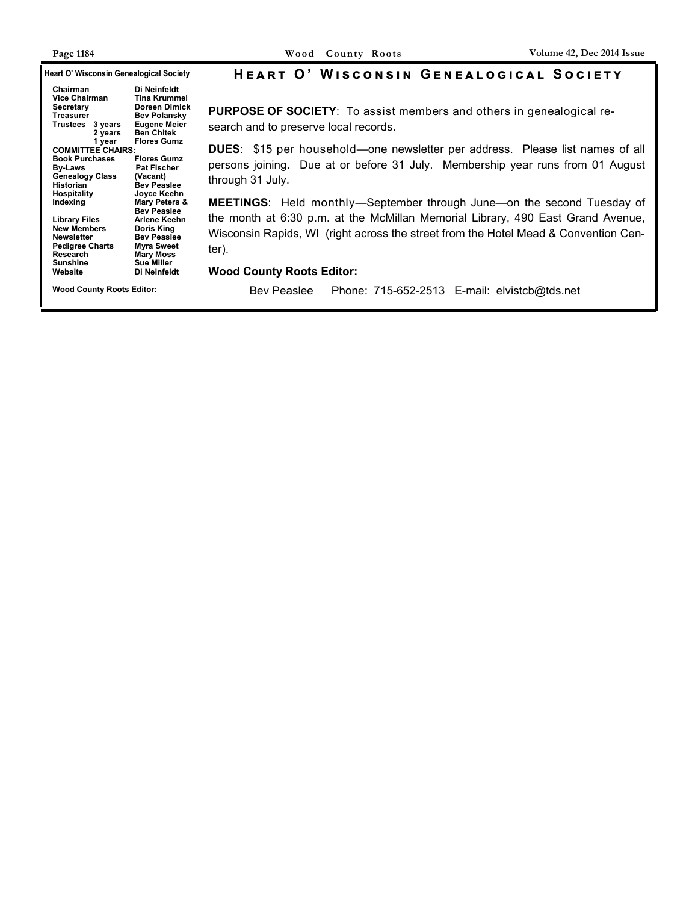**Heart O' Wisconsin Genealogical Society**

| | |
|---|---|
| Chairman | Di Neinfeldt |
| Vice Chairman | Tina Krummel |
| Secretary | Doreen Dimick |
| Treasurer | Bev Polansky |
| Trustees 3 years | Eugene Meier |
| 2 years | Ben Chitek |
| 1 year | Flores Gumz |
| **COMMITTEE CHAIRS:** | |
| Book Purchases | Flores Gumz |
| By-Laws | Pat Fischer |
| Genealogy Class | (Vacant) |
| Historian | Bev Peaslee |
| Hospitality | Joyce Keehn |
| Indexing | Mary Peters & Bev Peaslee |
| Library Files | Arlene Keehn |
| New Members | Doris King |
| Newsletter | Bev Peaslee |
| Pedigree Charts | Myra Sweet |
| Research | Mary Moss |
| Sunshine | Sue Miller |
| Website | Di Neinfeldt |

**Wood County Roots Editor:**

# HEART O' WISCONSIN GENEALOGICAL SOCIETY

**PURPOSE OF SOCIETY**: To assist members and others in genealogical research and to preserve local records.

**DUES**: $15 per household—one newsletter per address. Please list names of all persons joining. Due at or before 31 July. Membership year runs from 01 August through 31 July.

**MEETINGS**: Held monthly—September through June—on the second Tuesday of the month at 6:30 p.m. at the McMillan Memorial Library, 490 East Grand Avenue, Wisconsin Rapids, WI (right across the street from the Hotel Mead & Convention Center).

**Wood County Roots Editor:**

Bev Peaslee Phone: 715-652-2513 E-mail: elvistcb@tds.net